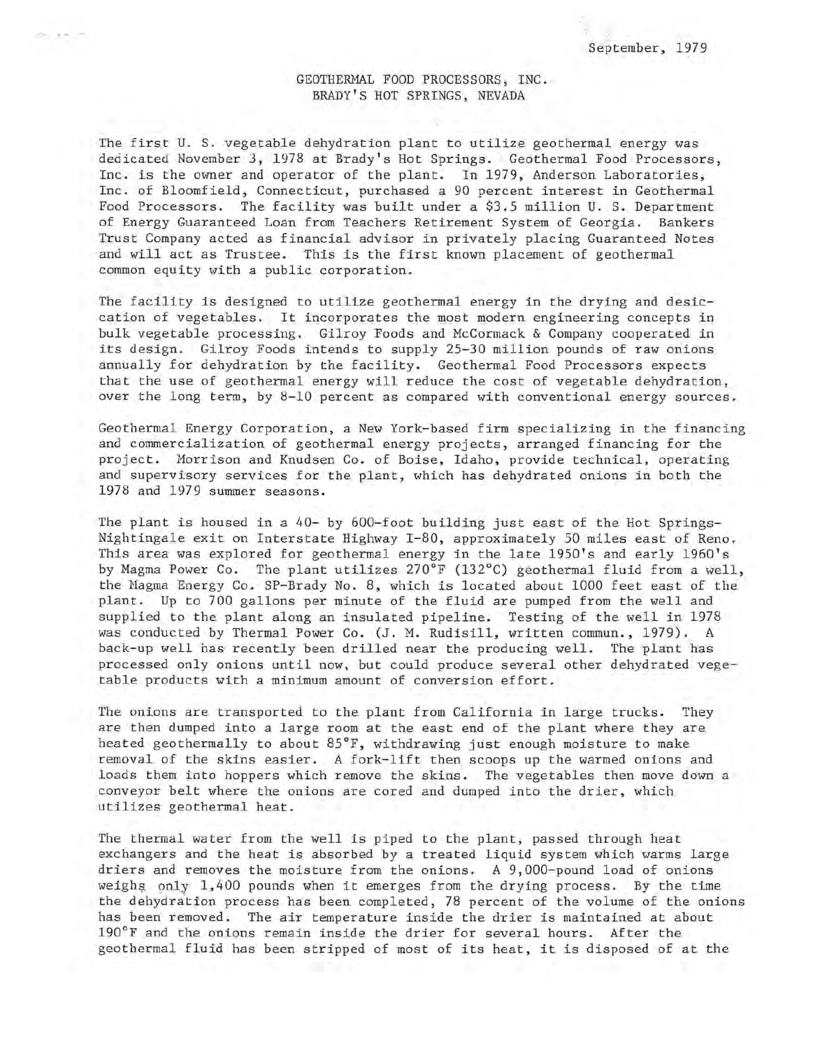September, 1979

# GEOTHERMAL FOOD PROCESSORS, INC.
## BRADY'S HOT SPRINGS, NEVADA

The first U. S. vegetable dehydration plant to utilize geothermal energy was dedicated November 3, 1978 at Brady's Hot Springs. Geothermal Food Processors, Inc. is the owner and operator of the plant. In 1979, Anderson Laboratories, Inc. of Bloomfield, Connecticut, purchased a 90 percent interest in Geothermal Food Processors. The facility was built under a \$3.5 million U. S. Department of Energy Guaranteed Loan from Teachers Retirement System of Georgia. Bankers Trust Company acted as financial advisor in privately placing Guaranteed Notes and will act as Trustee. This is the first known placement of geothermal common equity with a public corporation.

The facility is designed to utilize geothermal energy in the drying and desiccation of vegetables. It incorporates the most modern engineering concepts in bulk vegetable processing. Gilroy Foods and McCormack & Company cooperated in its design. Gilroy Foods intends to supply 25-30 million pounds of raw onions annually for dehydration by the facility. Geothermal Food Processors expects that the use of geothermal energy will reduce the cost of vegetable dehydration, over the long term, by 8-10 percent as compared with conventional energy sources.

Geothermal Energy Corporation, a New York-based firm specializing in the financing and commercialization of geothermal energy projects, arranged financing for the project. Morrison and Knudsen Co. of Boise, Idaho, provide technical, operating and supervisory services for the plant, which has dehydrated onions in both the 1978 and 1979 summer seasons.

The plant is housed in a 40- by 600-foot building just east of the Hot Springs-Nightingale exit on Interstate Highway I-80, approximately 50 miles east of Reno. This area was explored for geothermal energy in the late 1950's and early 1960's by Magma Power Co. The plant utilizes 270°F (132°C) geothermal fluid from a well, the Magma Energy Co. SP-Brady No. 8, which is located about 1000 feet east of the plant. Up to 700 gallons per minute of the fluid are pumped from the well and supplied to the plant along an insulated pipeline. Testing of the well in 1978 was conducted by Thermal Power Co. (J. M. Rudisill, written commun., 1979). A back-up well has recently been drilled near the producing well. The plant has processed only onions until now, but could produce several other dehydrated vegetable products with a minimum amount of conversion effort.

The onions are transported to the plant from California in large trucks. They are then dumped into a large room at the east end of the plant where they are heated geothermally to about 85°F, withdrawing just enough moisture to make removal of the skins easier. A fork-lift then scoops up the warmed onions and loads them into hoppers which remove the skins. The vegetables then move down a conveyor belt where the onions are cored and dumped into the drier, which utilizes geothermal heat.

The thermal water from the well is piped to the plant, passed through heat exchangers and the heat is absorbed by a treated liquid system which warms large driers and removes the moisture from the onions. A 9,000-pound load of onions weighs only 1,400 pounds when it emerges from the drying process. By the time the dehydration process has been completed, 78 percent of the volume of the onions has been removed. The air temperature inside the drier is maintained at about 190°F and the onions remain inside the drier for several hours. After the geothermal fluid has been stripped of most of its heat, it is disposed of at the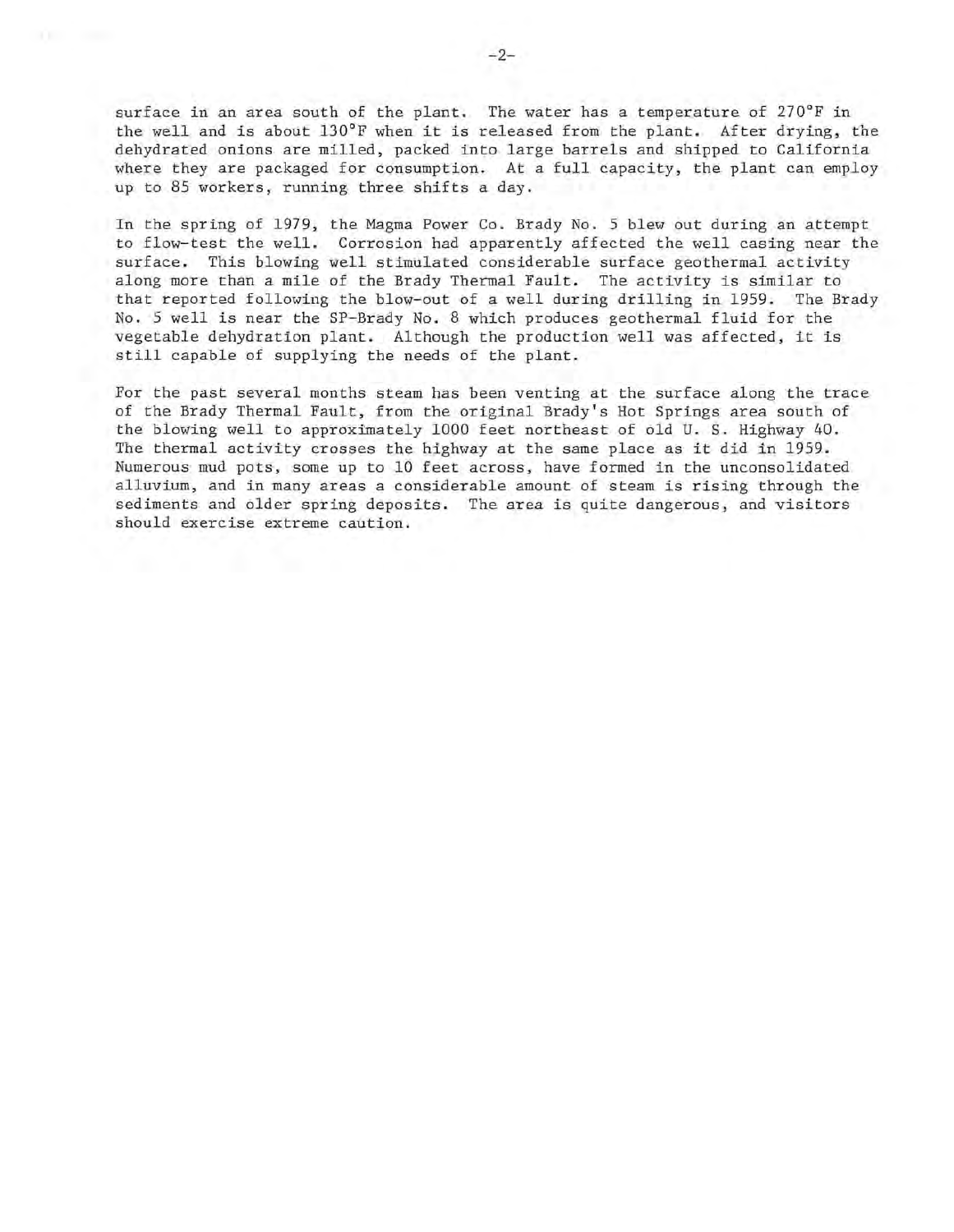surface in an area south of the plant. The water has a temperature of 270°F in the well and is about 130°F when it is released from the plant. After drying, the dehydrated onions are milled, packed into large barrels and shipped to California where they are packaged for consumption. At a full capacity, the plant can employ up to 85 workers, running three shifts a day.

In the spring of 1979, the Magma Power Co. Brady No. 5 blew out during an attempt to flow-test the well. Corrosion had apparently affected the well casing near the surface. This blowing well stimulated considerable surface geothermal activity along more than a mile of the Brady Thermal Fault. The activity is similar to that reported following the blow-out of a well during drilling in 1959. The Brady No. 5 well is near the SP-Brady No. 8 which produces geothermal fluid for the vegetable dehydration plant. Although the production well was affected, it is still capable of supplying the needs of the plant.

For the past several months steam has been venting at the surface along the trace of the Brady Thermal Fault, from the original Brady's Hot Springs area south of the blowing well to approximately 1000 feet northeast of old U. S. Highway 40. The thermal activity crosses the highway at the same place as it did in 1959. Numerous mud pots, some up to 10 feet across, have formed in the unconsolidated alluvium, and in many areas a considerable amount of steam is rising through the sediments and older spring deposits. The area is quite dangerous, and visitors should exercise extreme caution.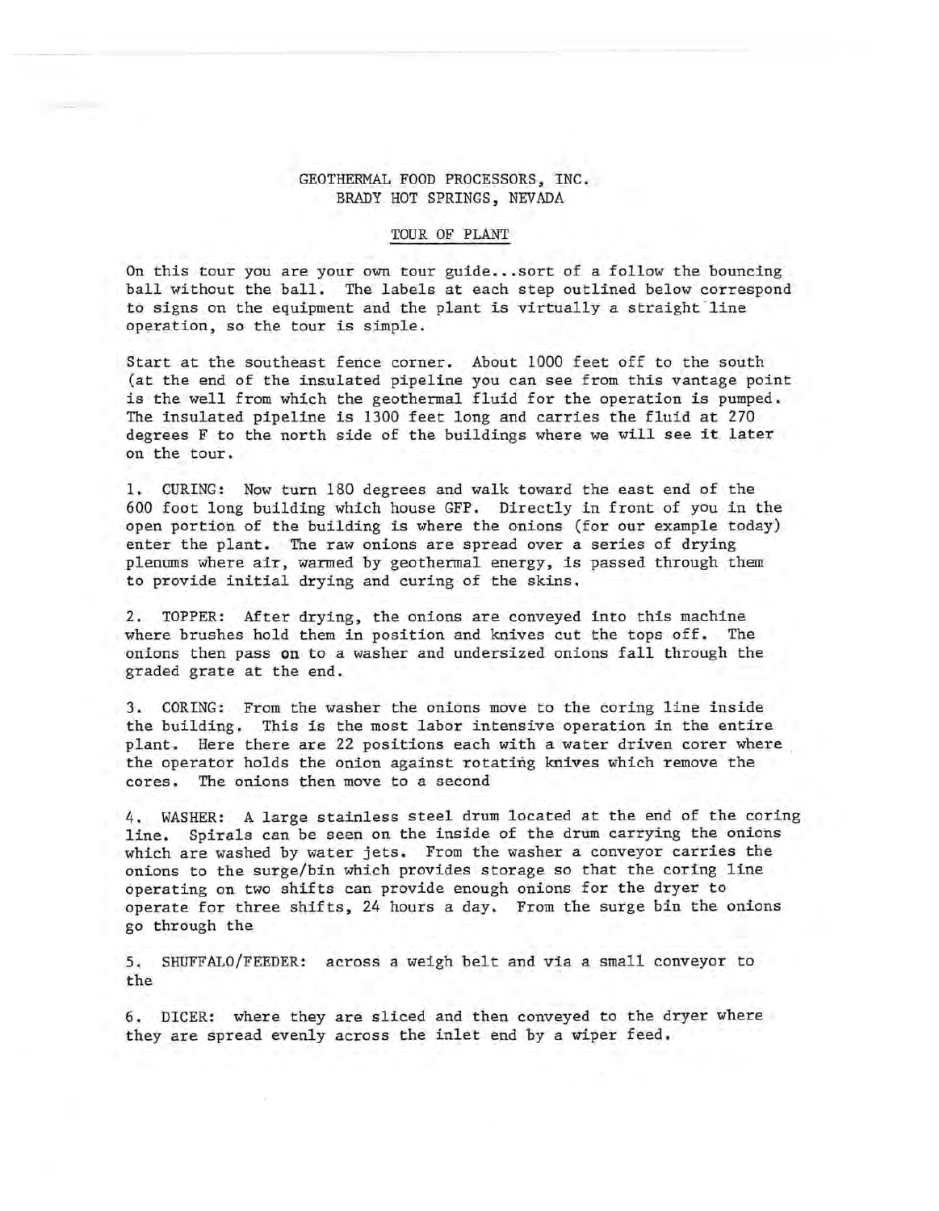GEOTHERMAL FOOD PROCESSORS, INC.
BRADY HOT SPRINGS, NEVADA

TOUR OF PLANT

On this tour you are your own tour guide...sort of a follow the bouncing ball without the ball. The labels at each step outlined below correspond to signs on the equipment and the plant is virtually a straight line operation, so the tour is simple.

Start at the southeast fence corner. About 1000 feet off to the south (at the end of the insulated pipeline you can see from this vantage point is the well from which the geothermal fluid for the operation is pumped. The insulated pipeline is 1300 feet long and carries the fluid at 270 degrees F to the north side of the buildings where we will see it later on the tour.

1. CURING: Now turn 180 degrees and walk toward the east end of the 600 foot long building which house GFP. Directly in front of you in the open portion of the building is where the onions (for our example today) enter the plant. The raw onions are spread over a series of drying plenums where air, warmed by geothermal energy, is passed through them to provide initial drying and curing of the skins.

2. TOPPER: After drying, the onions are conveyed into this machine where brushes hold them in position and knives cut the tops off. The onions then pass on to a washer and undersized onions fall through the graded grate at the end.

3. CORING: From the washer the onions move to the coring line inside the building. This is the most labor intensive operation in the entire plant. Here there are 22 positions each with a water driven corer where the operator holds the onion against rotating knives which remove the cores. The onions then move to a second

4. WASHER: A large stainless steel drum located at the end of the coring line. Spirals can be seen on the inside of the drum carrying the onions which are washed by water jets. From the washer a conveyor carries the onions to the surge/bin which provides storage so that the coring line operating on two shifts can provide enough onions for the dryer to operate for three shifts, 24 hours a day. From the surge bin the onions go through the

5. SHUFFALO/FEEDER: across a weigh belt and via a small conveyor to the

6. DICER: where they are sliced and then conveyed to the dryer where they are spread evenly across the inlet end by a wiper feed.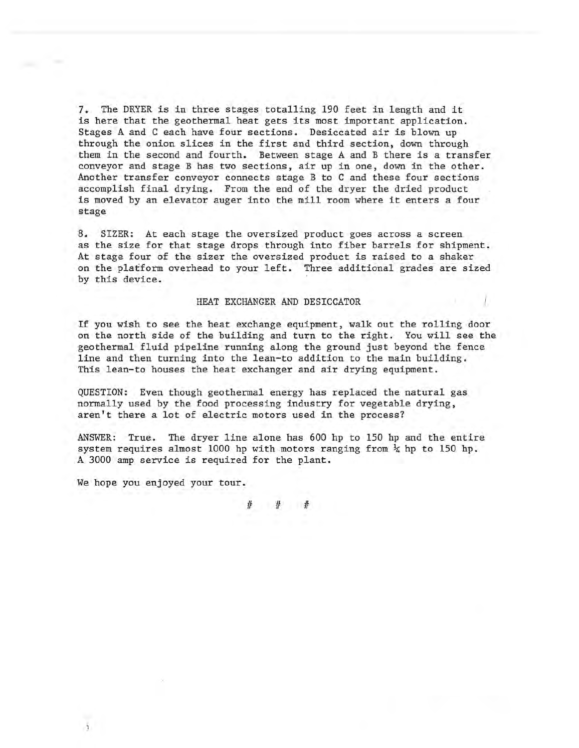7. The DRYER is in three stages totalling 190 feet in length and it is here that the geothermal heat gets its most important application. Stages A and C each have four sections. Desiccated air is blown up through the onion slices in the first and third section, down through them in the second and fourth. Between stage A and B there is a transfer conveyor and stage B has two sections, air up in one, down in the other. Another transfer conveyor connects stage B to C and these four sections accomplish final drying. From the end of the dryer the dried product is moved by an elevator auger into the mill room where it enters a four stage

8. SIZER: At each stage the oversized product goes across a screen as the size for that stage drops through into fiber barrels for shipment. At stage four of the sizer the oversized product is raised to a shaker on the platform overhead to your left. Three additional grades are sized by this device.

## HEAT EXCHANGER AND DESICCATOR

If you wish to see the heat exchange equipment, walk out the rolling door on the north side of the building and turn to the right. You will see the geothermal fluid pipeline running along the ground just beyond the fence line and then turning into the lean-to addition to the main building. This lean-to houses the heat exchanger and air drying equipment.

QUESTION: Even though geothermal energy has replaced the natural gas normally used by the food processing industry for vegetable drying, aren't there a lot of electric motors used in the process?

ANSWER: True. The dryer line alone has 600 hp to 150 hp and the entire system requires almost 1000 hp with motors ranging from ¼ hp to 150 hp. A 3000 amp service is required for the plant.

We hope you enjoyed your tour.

# # #